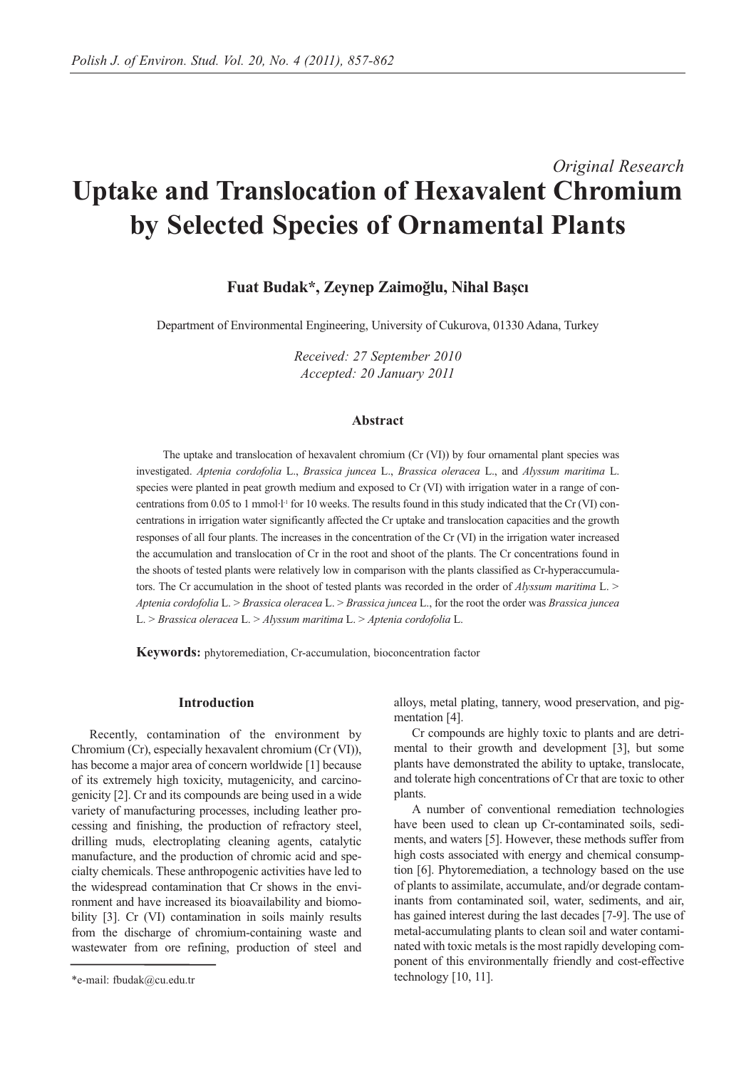*Original Research*

# Uptake and Translocation of Hexavalent Chromium by Selected Species of Ornamental Plants

**Fuat Budak*, Zeynep Zaimoğlu, Nihal Başçı**

Department of Environmental Engineering, University of Cukurova, 01330 Adana, Turkey

*Received: 27 September 2010*
*Accepted: 20 January 2011*

### Abstract

The uptake and translocation of hexavalent chromium (Cr (VI)) by four ornamental plant species was investigated. *Aptenia cordofolia* L., *Brassica juncea* L., *Brassica oleracea* L., and *Alyssum maritima* L. species were planted in peat growth medium and exposed to Cr (VI) with irrigation water in a range of concentrations from 0.05 to 1 mmol·l$^{-1}$ for 10 weeks. The results found in this study indicated that the Cr (VI) concentrations in irrigation water significantly affected the Cr uptake and translocation capacities and the growth responses of all four plants. The increases in the concentration of the Cr (VI) in the irrigation water increased the accumulation and translocation of Cr in the root and shoot of the plants. The Cr concentrations found in the shoots of tested plants were relatively low in comparison with the plants classified as Cr-hyperaccumulators. The Cr accumulation in the shoot of tested plants was recorded in the order of *Alyssum maritima* L. > *Aptenia cordofolia* L. > *Brassica oleracea* L. > *Brassica juncea* L., for the root the order was *Brassica juncea* L. > *Brassica oleracea* L. > *Alyssum maritima* L. > *Aptenia cordofolia* L.

**Keywords:** phytoremediation, Cr-accumulation, bioconcentration factor

### Introduction

Recently, contamination of the environment by Chromium (Cr), especially hexavalent chromium (Cr (VI)), has become a major area of concern worldwide [1] because of its extremely high toxicity, mutagenicity, and carcinogenicity [2]. Cr and its compounds are being used in a wide variety of manufacturing processes, including leather processing and finishing, the production of refractory steel, drilling muds, electroplating cleaning agents, catalytic manufacture, and the production of chromic acid and specialty chemicals. These anthropogenic activities have led to the widespread contamination that Cr shows in the environment and have increased its bioavailability and biomobility [3]. Cr (VI) contamination in soils mainly results from the discharge of chromium-containing waste and wastewater from ore refining, production of steel and alloys, metal plating, tannery, wood preservation, and pigmentation [4].

Cr compounds are highly toxic to plants and are detrimental to their growth and development [3], but some plants have demonstrated the ability to uptake, translocate, and tolerate high concentrations of Cr that are toxic to other plants.

A number of conventional remediation technologies have been used to clean up Cr-contaminated soils, sediments, and waters [5]. However, these methods suffer from high costs associated with energy and chemical consumption [6]. Phytoremediation, a technology based on the use of plants to assimilate, accumulate, and/or degrade contaminants from contaminated soil, water, sediments, and air, has gained interest during the last decades [7-9]. The use of metal-accumulating plants to clean soil and water contaminated with toxic metals is the most rapidly developing component of this environmentally friendly and cost-effective technology [10, 11].

*e-mail: fbudak@cu.edu.tr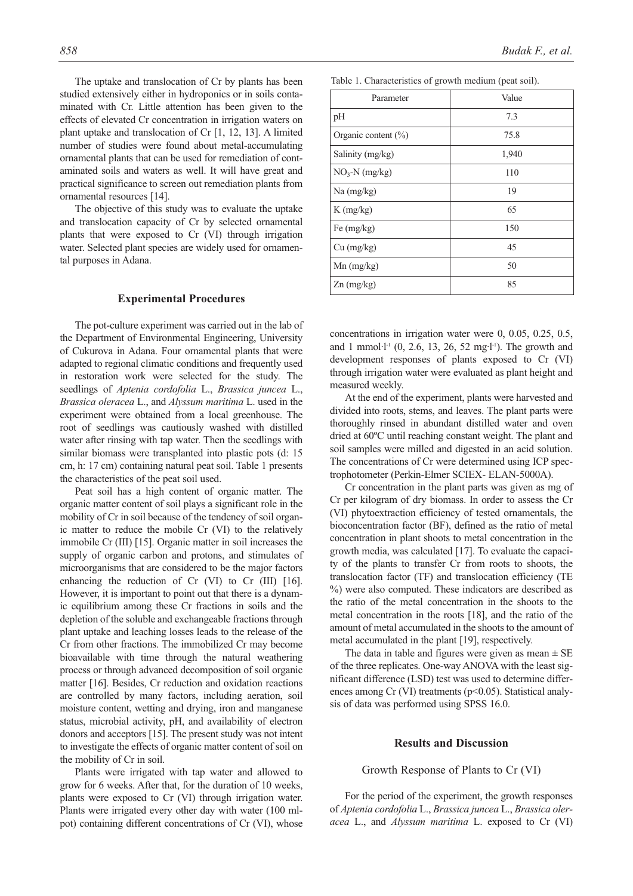The uptake and translocation of Cr by plants has been studied extensively either in hydroponics or in soils contaminated with Cr. Little attention has been given to the effects of elevated Cr concentration in irrigation waters on plant uptake and translocation of Cr [1, 12, 13]. A limited number of studies were found about metal-accumulating ornamental plants that can be used for remediation of contaminated soils and waters as well. It will have great and practical significance to screen out remediation plants from ornamental resources [14].

The objective of this study was to evaluate the uptake and translocation capacity of Cr by selected ornamental plants that were exposed to Cr (VI) through irrigation water. Selected plant species are widely used for ornamental purposes in Adana.

## Experimental Procedures

The pot-culture experiment was carried out in the lab of the Department of Environmental Engineering, University of Cukurova in Adana. Four ornamental plants that were adapted to regional climatic conditions and frequently used in restoration work were selected for the study. The seedlings of *Aptenia cordofolia* L., *Brassica juncea* L., *Brassica oleracea* L., and *Alyssum maritima* L. used in the experiment were obtained from a local greenhouse. The root of seedlings was cautiously washed with distilled water after rinsing with tap water. Then the seedlings with similar biomass were transplanted into plastic pots (d: 15 cm, h: 17 cm) containing natural peat soil. Table 1 presents the characteristics of the peat soil used.

Table 1. Characteristics of growth medium (peat soil).

| Parameter | Value |
|---|---|
| pH | 7.3 |
| Organic content (%) | 75.8 |
| Salinity (mg/kg) | 1,940 |
| $NO_3$-N (mg/kg) | 110 |
| Na (mg/kg) | 19 |
| K (mg/kg) | 65 |
| Fe (mg/kg) | 150 |
| Cu (mg/kg) | 45 |
| Mn (mg/kg) | 50 |
| Zn (mg/kg) | 85 |

Peat soil has a high content of organic matter. The organic matter content of soil plays a significant role in the mobility of Cr in soil because of the tendency of soil organic matter to reduce the mobile Cr (VI) to the relatively immobile Cr (III) [15]. Organic matter in soil increases the supply of organic carbon and protons, and stimulates of microorganisms that are considered to be the major factors enhancing the reduction of Cr (VI) to Cr (III) [16]. However, it is important to point out that there is a dynamic equilibrium among these Cr fractions in soils and the depletion of the soluble and exchangeable fractions through plant uptake and leaching losses leads to the release of the Cr from other fractions. The immobilized Cr may become bioavailable with time through the natural weathering process or through advanced decomposition of soil organic matter [16]. Besides, Cr reduction and oxidation reactions are controlled by many factors, including aeration, soil moisture content, wetting and drying, iron and manganese status, microbial activity, pH, and availability of electron donors and acceptors [15]. The present study was not intent to investigate the effects of organic matter content of soil on the mobility of Cr in soil.

Plants were irrigated with tap water and allowed to grow for 6 weeks. After that, for the duration of 10 weeks, plants were exposed to Cr (VI) through irrigation water. Plants were irrigated every other day with water (100 ml-pot) containing different concentrations of Cr (VI), whose concentrations in irrigation water were 0, 0.05, 0.25, 0.5, and 1 mmol·$l^{-1}$ (0, 2.6, 13, 26, 52 mg·$l^{-1}$). The growth and development responses of plants exposed to Cr (VI) through irrigation water were evaluated as plant height and measured weekly.

At the end of the experiment, plants were harvested and divided into roots, stems, and leaves. The plant parts were thoroughly rinsed in abundant distilled water and oven dried at 60ºC until reaching constant weight. The plant and soil samples were milled and digested in an acid solution. The concentrations of Cr were determined using ICP spectrophotometer (Perkin-Elmer SCIEX- ELAN-5000A).

Cr concentration in the plant parts was given as mg of Cr per kilogram of dry biomass. In order to assess the Cr (VI) phytoextraction efficiency of tested ornamentals, the bioconcentration factor (BF), defined as the ratio of metal concentration in plant shoots to metal concentration in the growth media, was calculated [17]. To evaluate the capacity of the plants to transfer Cr from roots to shoots, the translocation factor (TF) and translocation efficiency (TE %) were also computed. These indicators are described as the ratio of the metal concentration in the shoots to the metal concentration in the roots [18], and the ratio of the amount of metal accumulated in the shoots to the amount of metal accumulated in the plant [19], respectively.

The data in table and figures were given as mean ± SE of the three replicates. One-way ANOVA with the least significant difference (LSD) test was used to determine differences among Cr (VI) treatments ($p<0.05$). Statistical analysis of data was performed using SPSS 16.0.

## Results and Discussion

### Growth Response of Plants to Cr (VI)

For the period of the experiment, the growth responses of *Aptenia cordofolia* L., *Brassica juncea* L., *Brassica oleracea* L., and *Alyssum maritima* L. exposed to Cr (VI)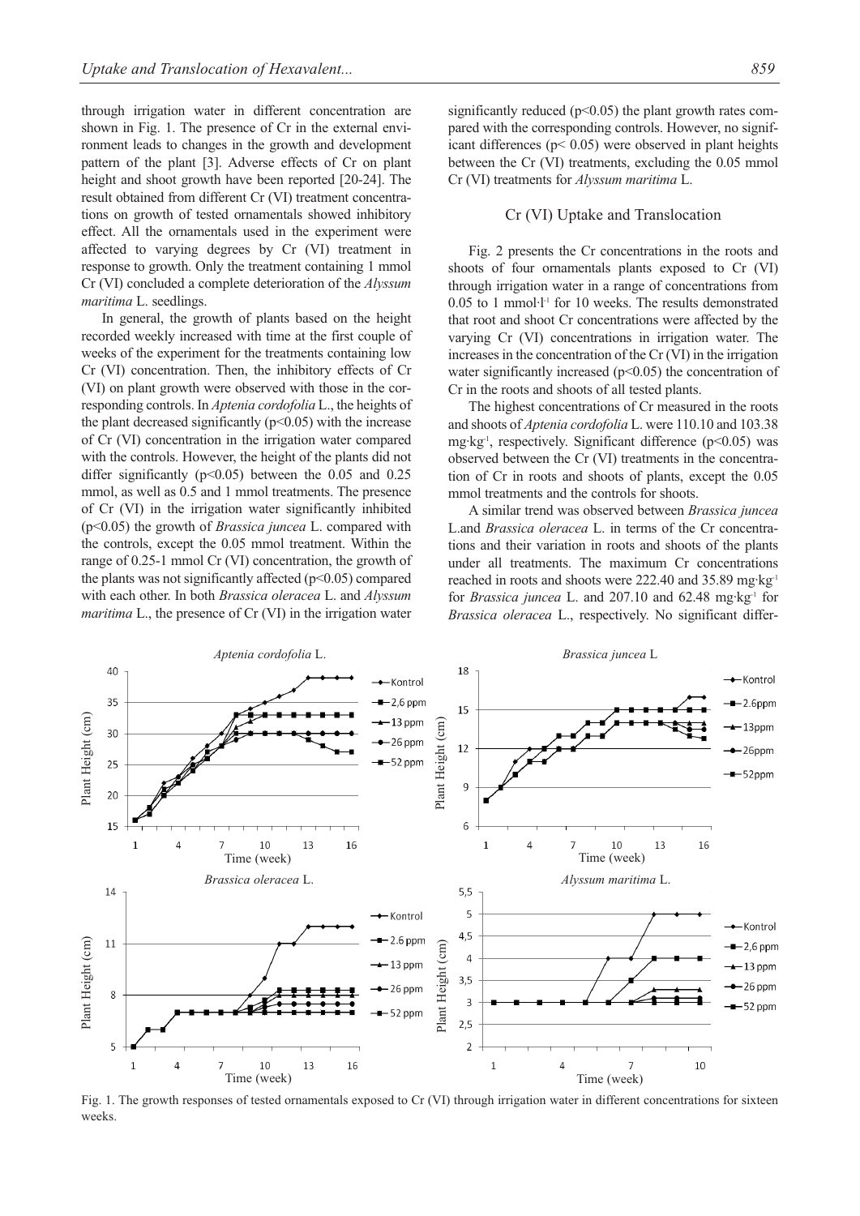through irrigation water in different concentration are shown in Fig. 1. The presence of Cr in the external environment leads to changes in the growth and development pattern of the plant [3]. Adverse effects of Cr on plant height and shoot growth have been reported [20-24]. The result obtained from different Cr (VI) treatment concentrations on growth of tested ornamentals showed inhibitory effect. All the ornamentals used in the experiment were affected to varying degrees by Cr (VI) treatment in response to growth. Only the treatment containing 1 mmol Cr (VI) concluded a complete deterioration of the *Alyssum maritima* L. seedlings.

In general, the growth of plants based on the height recorded weekly increased with time at the first couple of weeks of the experiment for the treatments containing low Cr (VI) concentration. Then, the inhibitory effects of Cr (VI) on plant growth were observed with those in the corresponding controls. In *Aptenia cordofolia* L., the heights of the plant decreased significantly ($p<0.05$) with the increase of Cr (VI) concentration in the irrigation water compared with the controls. However, the height of the plants did not differ significantly ($p<0.05$) between the 0.05 and 0.25 mmol, as well as 0.5 and 1 mmol treatments. The presence of Cr (VI) in the irrigation water significantly inhibited ($p<0.05$) the growth of *Brassica juncea* L. compared with the controls, except the 0.05 mmol treatment. Within the range of 0.25-1 mmol Cr (VI) concentration, the growth of the plants was not significantly affected ($p<0.05$) compared with each other. In both *Brassica oleracea* L. and *Alyssum maritima* L., the presence of Cr (VI) in the irrigation water significantly reduced ($p<0.05$) the plant growth rates compared with the corresponding controls. However, no significant differences ($p< 0.05$) were observed in plant heights between the Cr (VI) treatments, excluding the 0.05 mmol Cr (VI) treatments for *Alyssum maritima* L.

## Cr (VI) Uptake and Translocation

Fig. 2 presents the Cr concentrations in the roots and shoots of four ornamentals plants exposed to Cr (VI) through irrigation water in a range of concentrations from 0.05 to 1 mmol·l$^{-1}$ for 10 weeks. The results demonstrated that root and shoot Cr concentrations were affected by the varying Cr (VI) concentrations in irrigation water. The increases in the concentration of the Cr (VI) in the irrigation water significantly increased ($p<0.05$) the concentration of Cr in the roots and shoots of all tested plants.

The highest concentrations of Cr measured in the roots and shoots of *Aptenia cordofolia* L. were 110.10 and 103.38 mg·kg$^{-1}$, respectively. Significant difference ($p<0.05$) was observed between the Cr (VI) treatments in the concentration of Cr in roots and shoots of plants, except the 0.05 mmol treatments and the controls for shoots.

A similar trend was observed between *Brassica juncea* L.and *Brassica oleracea* L. in terms of the Cr concentrations and their variation in roots and shoots of the plants under all treatments. The maximum Cr concentrations reached in roots and shoots were 222.40 and 35.89 mg·kg$^{-1}$ for *Brassica juncea* L. and 207.10 and 62.48 mg·kg$^{-1}$ for *Brassica oleracea* L., respectively. No significant differ-

Fig. 1. The growth responses of tested ornamentals exposed to Cr (VI) through irrigation water in different concentrations for sixteen weeks.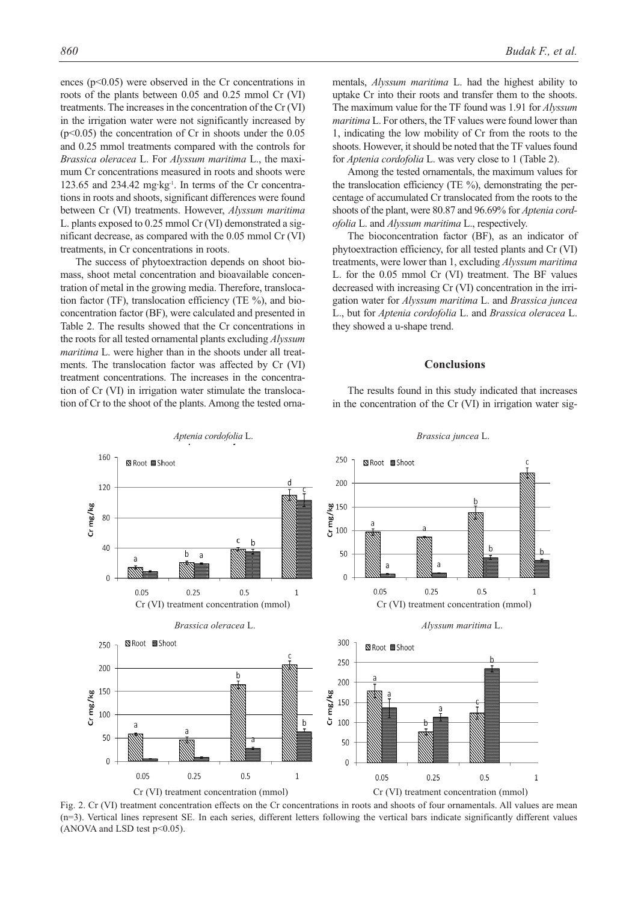ences ($p<0.05$) were observed in the Cr concentrations in roots of the plants between 0.05 and 0.25 mmol Cr (VI) treatments. The increases in the concentration of the Cr (VI) in the irrigation water were not significantly increased by ($p<0.05$) the concentration of Cr in shoots under the 0.05 and 0.25 mmol treatments compared with the controls for *Brassica oleracea* L. For *Alyssum maritima* L., the maximum Cr concentrations measured in roots and shoots were 123.65 and 234.42 mg·kg$^{-1}$. In terms of the Cr concentrations in roots and shoots, significant differences were found between Cr (VI) treatments. However, *Alyssum maritima* L. plants exposed to 0.25 mmol Cr (VI) demonstrated a significant decrease, as compared with the 0.05 mmol Cr (VI) treatments, in Cr concentrations in roots.

The success of phytoextraction depends on shoot biomass, shoot metal concentration and bioavailable concentration of metal in the growing media. Therefore, translocation factor (TF), translocation efficiency (TE %), and bioconcentration factor (BF), were calculated and presented in Table 2. The results showed that the Cr concentrations in the roots for all tested ornamental plants excluding *Alyssum maritima* L. were higher than in the shoots under all treatments. The translocation factor was affected by Cr (VI) treatment concentrations. The increases in the concentration of Cr (VI) in irrigation water stimulate the translocation of Cr to the shoot of the plants. Among the tested ornamentals, *Alyssum maritima* L. had the highest ability to uptake Cr into their roots and transfer them to the shoots. The maximum value for the TF found was 1.91 for *Alyssum maritima* L. For others, the TF values were found lower than 1, indicating the low mobility of Cr from the roots to the shoots. However, it should be noted that the TF values found for *Aptenia cordofolia* L. was very close to 1 (Table 2).

Among the tested ornamentals, the maximum values for the translocation efficiency (TE %), demonstrating the percentage of accumulated Cr translocated from the roots to the shoots of the plant, were 80.87 and 96.69% for *Aptenia cordofolia* L. and *Alyssum maritima* L., respectively.

The bioconcentration factor (BF), as an indicator of phytoextraction efficiency, for all tested plants and Cr (VI) treatments, were lower than 1, excluding *Alyssum maritima* L. for the 0.05 mmol Cr (VI) treatment. The BF values decreased with increasing Cr (VI) concentration in the irrigation water for *Alyssum maritima* L. and *Brassica juncea* L., but for *Aptenia cordofolia* L. and *Brassica oleracea* L. they showed a u-shape trend.

## Conclusions

The results found in this study indicated that increases in the concentration of the Cr (VI) in irrigation water sig-

Fig. 2. Cr (VI) treatment concentration effects on the Cr concentrations in roots and shoots of four ornamentals. All values are mean (n=3). Vertical lines represent SE. In each series, different letters following the vertical bars indicate significantly different values (ANOVA and LSD test $p<0.05$).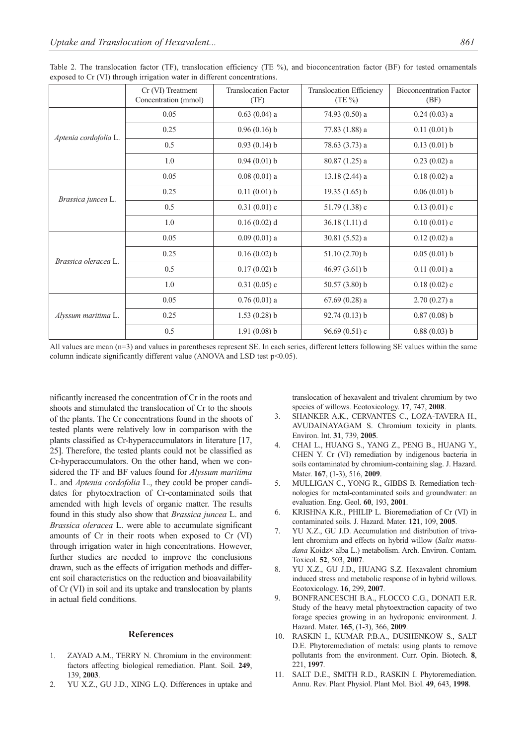Table 2. The translocation factor (TF), translocation efficiency (TE %), and bioconcentration factor (BF) for tested ornamentals exposed to Cr (VI) through irrigation water in different concentrations.

| | Cr (VI) Treatment Concentration (mmol) | Translocation Factor (TF) | Translocation Efficiency (TE %) | Bioconcentration Factor (BF) |
|---|---|---|---|---|
| *Aptenia cordofolia* L. | 0.05 | 0.63 (0.04) a | 74.93 (0.50) a | 0.24 (0.03) a |
| | 0.25 | 0.96 (0.16) b | 77.83 (1.88) a | 0.11 (0.01) b |
| | 0.5 | 0.93 (0.14) b | 78.63 (3.73) a | 0.13 (0.01) b |
| | 1.0 | 0.94 (0.01) b | 80.87 (1.25) a | 0.23 (0.02) a |
| *Brassica juncea* L. | 0.05 | 0.08 (0.01) a | 13.18 (2.44) a | 0.18 (0.02) a |
| | 0.25 | 0.11 (0.01) b | 19.35 (1.65) b | 0.06 (0.01) b |
| | 0.5 | 0.31 (0.01) c | 51.79 (1.38) c | 0.13 (0.01) c |
| | 1.0 | 0.16 (0.02) d | 36.18 (1.11) d | 0.10 (0.01) c |
| *Brassica oleracea* L. | 0.05 | 0.09 (0.01) a | 30.81 (5.52) a | 0.12 (0.02) a |
| | 0.25 | 0.16 (0.02) b | 51.10 (2.70) b | 0.05 (0.01) b |
| | 0.5 | 0.17 (0.02) b | 46.97 (3.61) b | 0.11 (0.01) a |
| | 1.0 | 0.31 (0.05) c | 50.57 (3.80) b | 0.18 (0.02) c |
| *Alyssum maritima* L. | 0.05 | 0.76 (0.01) a | 67.69 (0.28) a | 2.70 (0.27) a |
| | 0.25 | 1.53 (0.28) b | 92.74 (0.13) b | 0.87 (0.08) b |
| | 0.5 | 1.91 (0.08) b | 96.69 (0.51) c | 0.88 (0.03) b |

All values are mean (n=3) and values in parentheses represent SE. In each series, different letters following SE values within the same column indicate significantly different value (ANOVA and LSD test $p<0.05$).

nificantly increased the concentration of Cr in the roots and shoots and stimulated the translocation of Cr to the shoots of the plants. The Cr concentrations found in the shoots of tested plants were relatively low in comparison with the plants classified as Cr-hyperaccumulators in literature [17, 25]. Therefore, the tested plants could not be classified as Cr-hyperaccumulators. On the other hand, when we considered the TF and BF values found for *Alyssum maritima* L. and *Aptenia cordofolia* L., they could be proper candidates for phytoextraction of Cr-contaminated soils that amended with high levels of organic matter. The results found in this study also show that *Brassica juncea* L. and *Brassica oleracea* L. were able to accumulate significant amounts of Cr in their roots when exposed to Cr (VI) through irrigation water in high concentrations. However, further studies are needed to improve the conclusions drawn, such as the effects of irrigation methods and different soil characteristics on the reduction and bioavailability of Cr (VI) in soil and its uptake and translocation by plants in actual field conditions.

## References

1. ZAYAD A.M., TERRY N. Chromium in the environment: factors affecting biological remediation. Plant. Soil. **249**, 139, **2003**.
2. YU X.Z., GU J.D., XING L.Q. Differences in uptake and translocation of hexavalent and trivalent chromium by two species of willows. Ecotoxicology. **17**, 747, **2008**.
3. SHANKER A.K., CERVANTES C., LOZA-TAVERA H., AVUDAINAYAGAM S. Chromium toxicity in plants. Environ. Int. **31**, 739, **2005**.
4. CHAI L., HUANG S., YANG Z., PENG B., HUANG Y., CHEN Y. Cr (VI) remediation by indigenous bacteria in soils contaminated by chromium-containing slag. J. Hazard. Mater. **167**, (1-3), 516, **2009**.
5. MULLIGAN C., YONG R., GIBBS B. Remediation technologies for metal-contaminated soils and groundwater: an evaluation. Eng. Geol. **60**, 193, **2001**.
6. KRISHNA K.R., PHILIP L. Bioremediation of Cr (VI) in contaminated soils. J. Hazard. Mater. **121**, 109, **2005**.
7. YU X.Z., GU J.D. Accumulation and distribution of trivalent chromium and effects on hybrid willow (*Salix matsudana* Koidz× alba L.) metabolism. Arch. Environ. Contam. Toxicol. **52**, 503, **2007**.
8. YU X.Z., GU J.D., HUANG S.Z. Hexavalent chromium induced stress and metabolic response of in hybrid willows. Ecotoxicology. **16**, 299, **2007**.
9. BONFRANCESCHI B.A., FLOCCO C.G., DONATI E.R. Study of the heavy metal phytoextraction capacity of two forage species growing in an hydroponic environment. J. Hazard. Mater. **165**, (1-3), 366, **2009**.
10. RASKIN I., KUMAR P.B.A., DUSHENKOW S., SALT D.E. Phytoremediation of metals: using plants to remove pollutants from the environment. Curr. Opin. Biotech. **8**, 221, **1997**.
11. SALT D.E., SMITH R.D., RASKIN I. Phytoremediation. Annu. Rev. Plant Physiol. Plant Mol. Biol. **49**, 643, **1998**.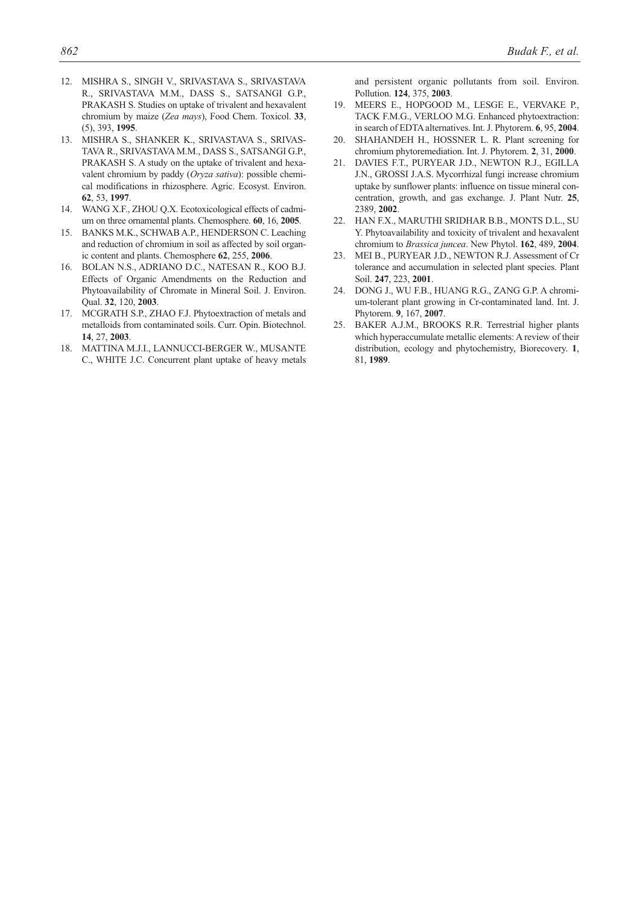12. MISHRA S., SINGH V., SRIVASTAVA S., SRIVASTAVA R., SRIVASTAVA M.M., DASS S., SATSANGI G.P., PRAKASH S. Studies on uptake of trivalent and hexavalent chromium by maize (*Zea mays*), Food Chem. Toxicol. **33**, (5), 393, **1995**.
13. MISHRA S., SHANKER K., SRIVASTAVA S., SRIVASTAVA R., SRIVASTAVA M.M., DASS S., SATSANGI G.P., PRAKASH S. A study on the uptake of trivalent and hexavalent chromium by paddy (*Oryza sativa*): possible chemical modifications in rhizosphere. Agric. Ecosyst. Environ. **62**, 53, **1997**.
14. WANG X.F., ZHOU Q.X. Ecotoxicological effects of cadmium on three ornamental plants. Chemosphere. **60**, 16, **2005**.
15. BANKS M.K., SCHWAB A.P., HENDERSON C. Leaching and reduction of chromium in soil as affected by soil organic content and plants. Chemosphere **62**, 255, **2006**.
16. BOLAN N.S., ADRIANO D.C., NATESAN R., KOO B.J. Effects of Organic Amendments on the Reduction and Phytoavailability of Chromate in Mineral Soil. J. Environ. Qual. **32**, 120, **2003**.
17. MCGRATH S.P., ZHAO F.J. Phytoextraction of metals and metalloids from contaminated soils. Curr. Opin. Biotechnol. **14**, 27, **2003**.
18. MATTINA M.J.I., LANNUCCI-BERGER W., MUSANTE C., WHITE J.C. Concurrent plant uptake of heavy metals and persistent organic pollutants from soil. Environ. Pollution. **124**, 375, **2003**.
19. MEERS E., HOPGOOD M., LESGE E., VERVAKE P., TACK F.M.G., VERLOO M.G. Enhanced phytoextraction: in search of EDTA alternatives. Int. J. Phytorem. **6**, 95, **2004**.
20. SHAHANDEH H., HOSSNER L. R. Plant screening for chromium phytoremediation. Int. J. Phytorem. **2**, 31, **2000**.
21. DAVIES F.T., PURYEAR J.D., NEWTON R.J., EGILLA J.N., GROSSI J.A.S. Mycorrhizal fungi increase chromium uptake by sunflower plants: influence on tissue mineral concentration, growth, and gas exchange. J. Plant Nutr. **25**, 2389, **2002**.
22. HAN F.X., MARUTHI SRIDHAR B.B., MONTS D.L., SU Y. Phytoavailability and toxicity of trivalent and hexavalent chromium to *Brassica juncea*. New Phytol. **162**, 489, **2004**.
23. MEI B., PURYEAR J.D., NEWTON R.J. Assessment of Cr tolerance and accumulation in selected plant species. Plant Soil. **247**, 223, **2001**.
24. DONG J., WU F.B., HUANG R.G., ZANG G.P. A chromium-tolerant plant growing in Cr-contaminated land. Int. J. Phytorem. **9**, 167, **2007**.
25. BAKER A.J.M., BROOKS R.R. Terrestrial higher plants which hyperaccumulate metallic elements: A review of their distribution, ecology and phytochemistry, Biorecovery. **1**, 81, **1989**.